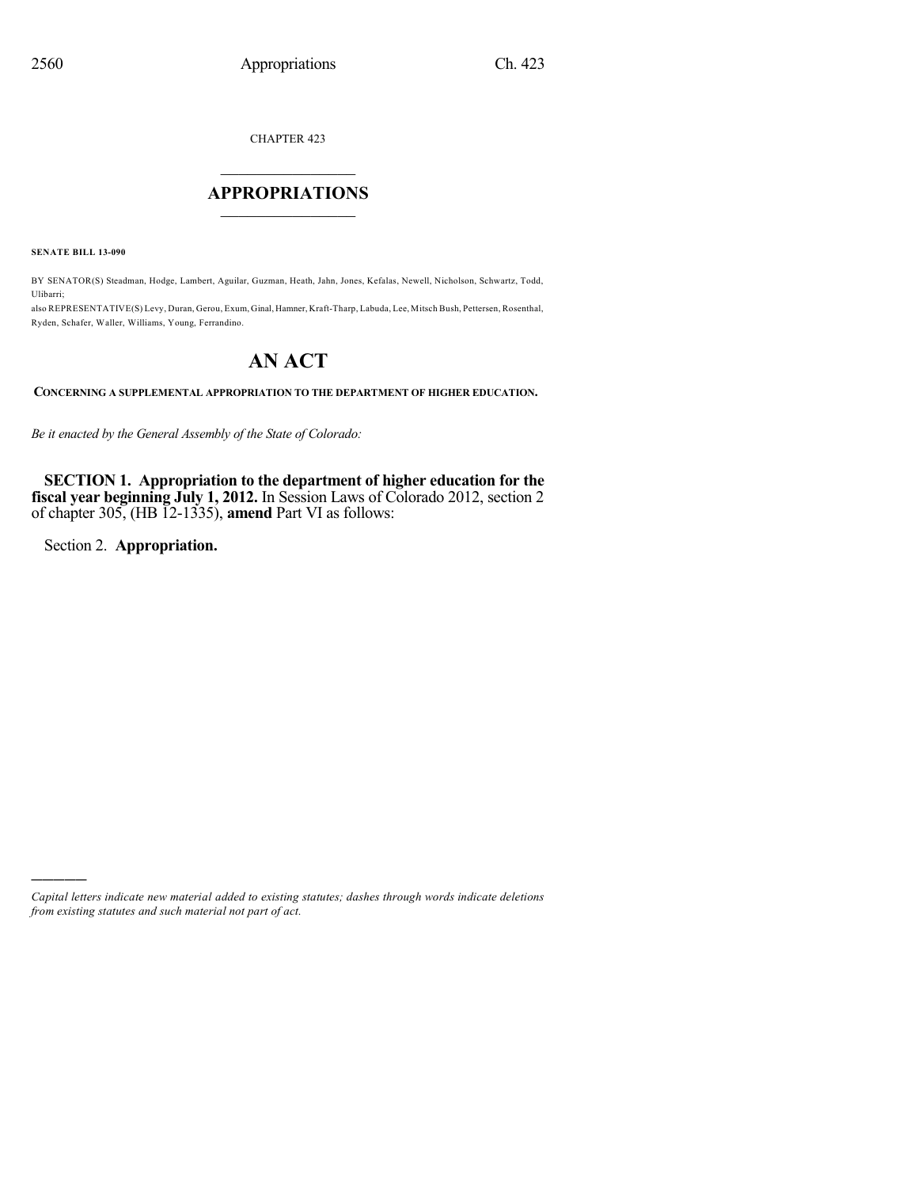CHAPTER 423

# APPROPRIATIONS

**SENATE BILL 13-090**

BY SENATOR(S) Steadman, Hodge, Lambert, Aguilar, Guzman, Heath, Jahn, Jones, Kefalas, Newell, Nicholson, Schwartz, Todd, Ulibarri;
also REPRESENTATIVE(S) Levy, Duran, Gerou, Exum, Ginal, Hamner, Kraft-Tharp, Labuda, Lee, Mitsch Bush, Pettersen, Rosenthal, Ryden, Schafer, Waller, Williams, Young, Ferrandino.

# AN ACT

**CONCERNING A SUPPLEMENTAL APPROPRIATION TO THE DEPARTMENT OF HIGHER EDUCATION.**

*Be it enacted by the General Assembly of the State of Colorado:*

**SECTION 1. Appropriation to the department of higher education for the fiscal year beginning July 1, 2012.** In Session Laws of Colorado 2012, section 2 of chapter 305, (HB 12-1335), **amend** Part VI as follows:

Section 2. **Appropriation.**

---

*Capital letters indicate new material added to existing statutes; dashes through words indicate deletions from existing statutes and such material not part of act.*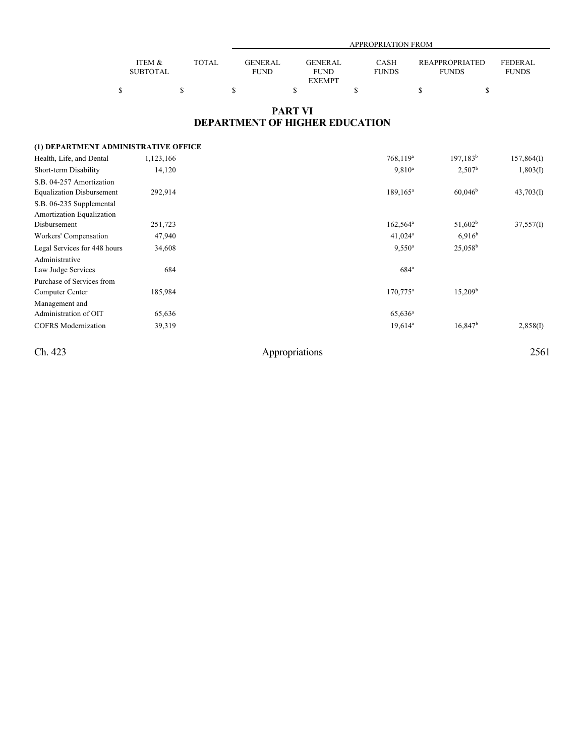# PART VI
# DEPARTMENT OF HIGHER EDUCATION

| | ITEM & SUBTOTAL | TOTAL | APPROPRIATION FROM GENERAL FUND | GENERAL FUND EXEMPT | CASH FUNDS | REAPPROPRIATED FUNDS | FEDERAL FUNDS |
|---|---|---|---|---|---|---|---|
| | $ | $ | $ | $ | $ | $ | $ |
| **(1) DEPARTMENT ADMINISTRATIVE OFFICE** | | | | | | | |
| Health, Life, and Dental | 1,123,166 | | | | 768,119[a] | 197,183[b] | 157,864(I) |
| Short-term Disability | 14,120 | | | | 9,810[a] | 2,507[b] | 1,803(I) |
| S.B. 04-257 Amortization Equalization Disbursement | 292,914 | | | | 189,165[a] | 60,046[b] | 43,703(I) |
| S.B. 06-235 Supplemental Amortization Equalization Disbursement | 251,723 | | | | 162,564[a] | 51,602[b] | 37,557(I) |
| Workers' Compensation | 47,940 | | | | 41,024[a] | 6,916[b] | |
| Legal Services for 448 hours | 34,608 | | | | 9,550[a] | 25,058[b] | |
| Administrative Law Judge Services | 684 | | | | 684[a] | | |
| Purchase of Services from Computer Center | 185,984 | | | | 170,775[a] | 15,209[b] | |
| Management and Administration of OIT | 65,636 | | | | 65,636[a] | | |
| COFRS Modernization | 39,319 | | | | 19,614[a] | 16,847[b] | 2,858(I) |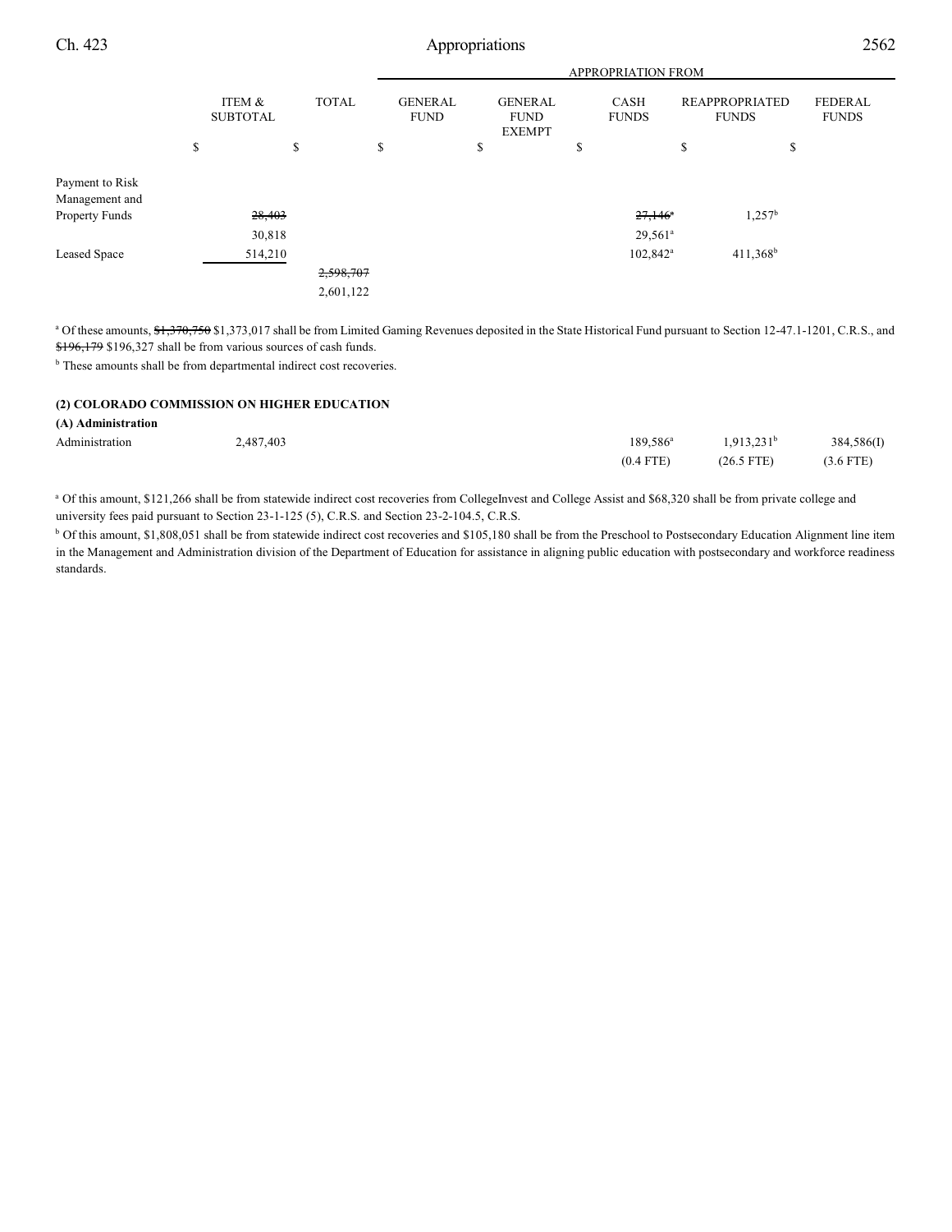| | ITEM & SUBTOTAL | TOTAL | APPROPRIATION FROM GENERAL FUND | GENERAL FUND EXEMPT | CASH FUNDS | REAPPROPRIATED FUNDS | FEDERAL FUNDS |
|---|---|---|---|---|---|---|---|
| | $ | $ | $ | $ | $ | $ | $ |
| Payment to Risk Management and Property Funds | ~~28,403~~ 30,818 | | | | ~~27,146~~[a] 29,561[a] | 1,257[b] | |
| Leased Space | 514,210 | | | | 102,842[a] | 411,368[b] | |
| | | ~~2,598,707~~ 2,601,122 | | | | | |

[a] Of these amounts, ~~$1,370,750~~ $1,373,017 shall be from Limited Gaming Revenues deposited in the State Historical Fund pursuant to Section 12-47.1-1201, C.R.S., and ~~$196,179~~ $196,327 shall be from various sources of cash funds.

[b] These amounts shall be from departmental indirect cost recoveries.

**(2) COLORADO COMMISSION ON HIGHER EDUCATION**

**(A) Administration**

| | ITEM & SUBTOTAL | TOTAL | GENERAL FUND | GENERAL FUND EXEMPT | CASH FUNDS | REAPPROPRIATED FUNDS | FEDERAL FUNDS |
|---|---|---|---|---|---|---|---|
| Administration | 2,487,403 | | | | 189,586[a] (0.4 FTE) | 1,913,231[b] (26.5 FTE) | 384,586(I) (3.6 FTE) |

[a] Of this amount, $121,266 shall be from statewide indirect cost recoveries from CollegeInvest and College Assist and $68,320 shall be from private college and university fees paid pursuant to Section 23-1-125 (5), C.R.S. and Section 23-2-104.5, C.R.S.

[b] Of this amount, $1,808,051 shall be from statewide indirect cost recoveries and $105,180 shall be from the Preschool to Postsecondary Education Alignment line item in the Management and Administration division of the Department of Education for assistance in aligning public education with postsecondary and workforce readiness standards.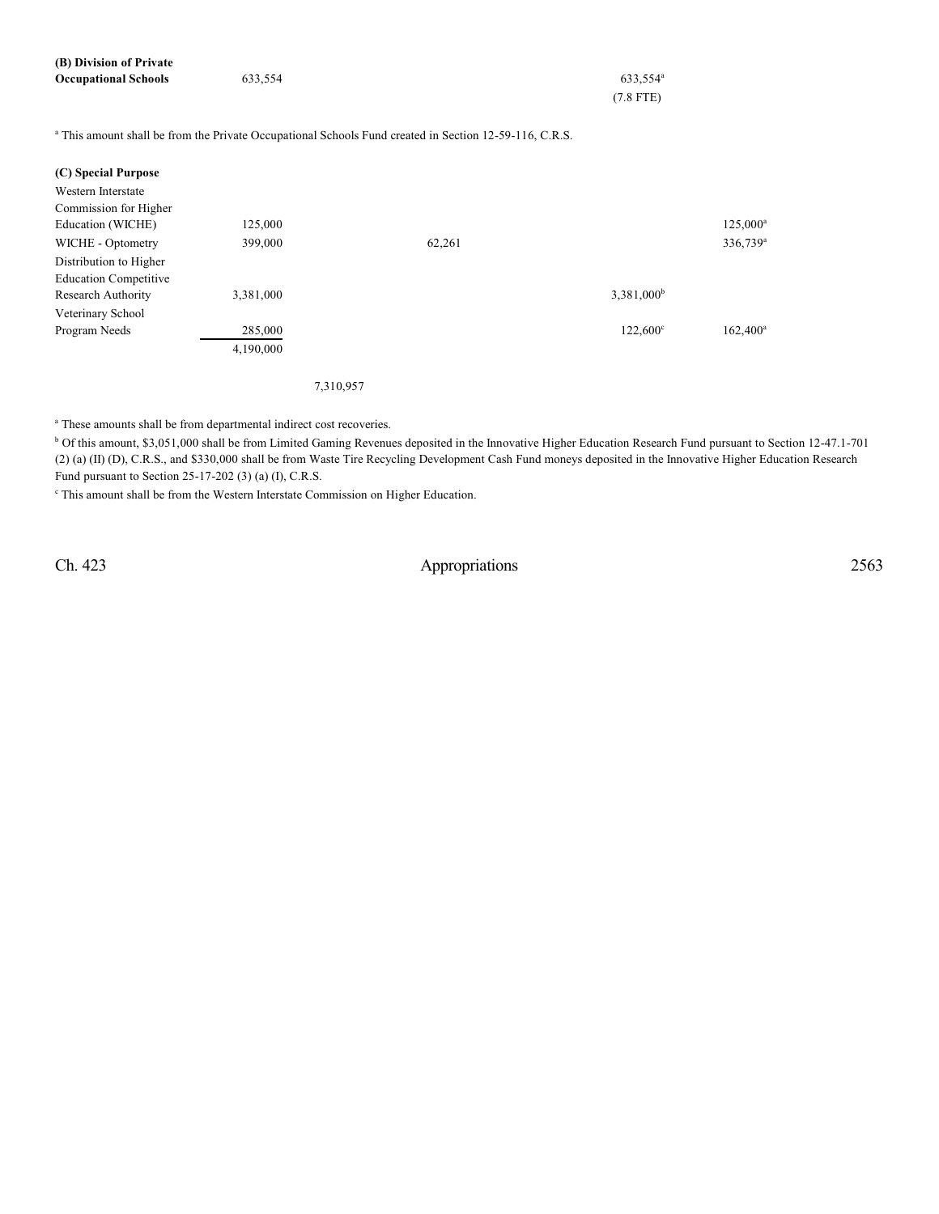| | | | | | | |
|---|---|---|---|---|---|---|
| **(B) Division of Private Occupational Schools** | 633,554 | | | 633,554[a] (7.8 FTE) | | |

[a] This amount shall be from the Private Occupational Schools Fund created in Section 12-59-116, C.R.S.

| | | | | | | |
|---|---|---|---|---|---|---|
| **(C) Special Purpose** | | | | | | |
| Western Interstate Commission for Higher Education (WICHE) | 125,000 | | | | 125,000[a] | |
| WICHE - Optometry | 399,000 | | 62,261 | | 336,739[a] | |
| Distribution to Higher Education Competitive Research Authority | 3,381,000 | | | 3,381,000[b] | | |
| Veterinary School Program Needs | 285,000 | | | 122,600[c] | 162,400[a] | |
| | 4,190,000 | | | | | |
| | | 7,310,957 | | | | |

[a] These amounts shall be from departmental indirect cost recoveries.

[b] Of this amount, $3,051,000 shall be from Limited Gaming Revenues deposited in the Innovative Higher Education Research Fund pursuant to Section 12-47.1-701 (2) (a) (II) (D), C.R.S., and $330,000 shall be from Waste Tire Recycling Development Cash Fund moneys deposited in the Innovative Higher Education Research Fund pursuant to Section 25-17-202 (3) (a) (I), C.R.S.

[c] This amount shall be from the Western Interstate Commission on Higher Education.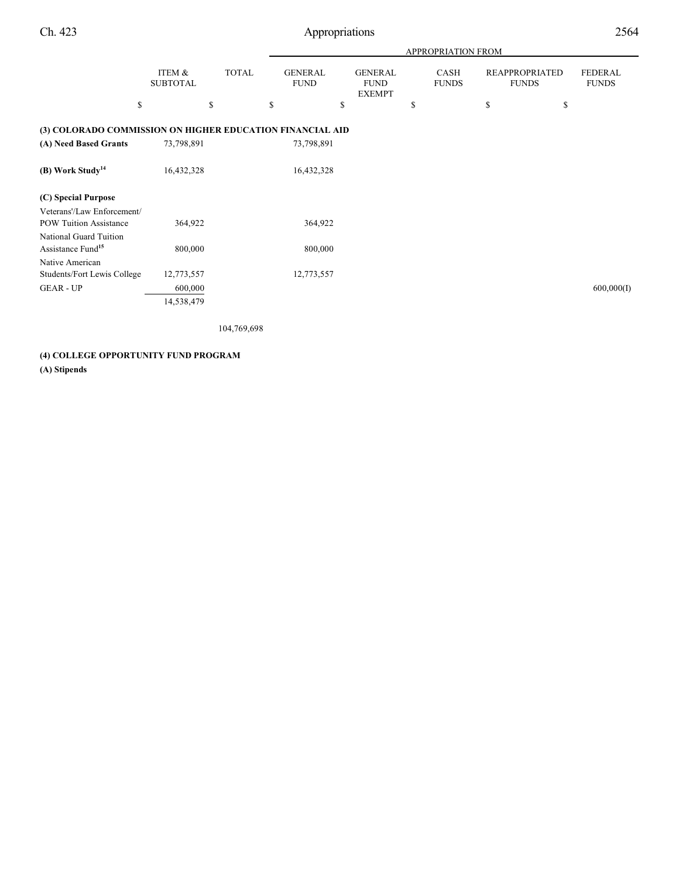| | ITEM & SUBTOTAL | TOTAL | APPROPRIATION FROM | | | | |
|---|---|---|---|---|---|---|---|
| | | | GENERAL FUND | GENERAL FUND EXEMPT | CASH FUNDS | REAPPROPRIATED FUNDS | FEDERAL FUNDS |
| | $ | $ | $ | $ | $ | $ | $ |
| **(3) COLORADO COMMISSION ON HIGHER EDUCATION FINANCIAL AID** | | | | | | | |
| **(A) Need Based Grants** | 73,798,891 | | 73,798,891 | | | | |
| **(B) Work Study**[14] | 16,432,328 | | 16,432,328 | | | | |
| **(C) Special Purpose** | | | | | | | |
| Veterans'/Law Enforcement/ POW Tuition Assistance | 364,922 | | 364,922 | | | | |
| National Guard Tuition Assistance Fund[15] | 800,000 | | 800,000 | | | | |
| Native American Students/Fort Lewis College | 12,773,557 | | 12,773,557 | | | | |
| GEAR - UP | 600,000 | | | | | | 600,000(I) |
| | 14,538,479 | | | | | | |
| | | 104,769,698 | | | | | |

**(4) COLLEGE OPPORTUNITY FUND PROGRAM**

**(A) Stipends**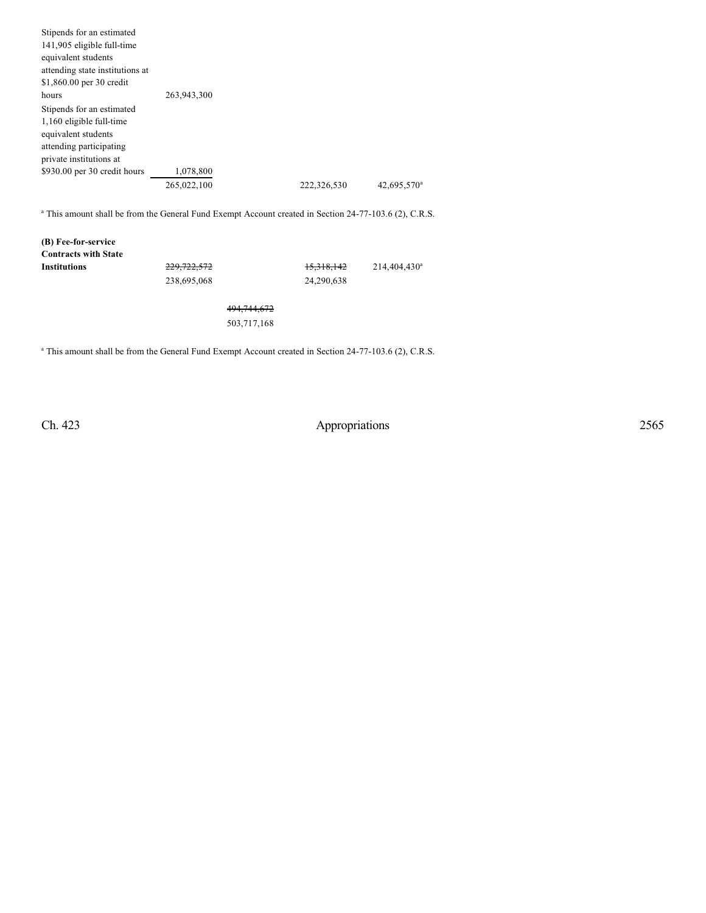| | | | | |
|---|---|---|---|---|
| Stipends for an estimated 141,905 eligible full-time equivalent students attending state institutions at $1,860.00 per 30 credit hours | 263,943,300 | | | |
| Stipends for an estimated 1,160 eligible full-time equivalent students attending participating private institutions at $930.00 per 30 credit hours | 1,078,800 | | | |
| | 265,022,100 | | 222,326,530 | 42,695,570[a] |

[a] This amount shall be from the General Fund Exempt Account created in Section 24-77-103.6 (2), C.R.S.

| | | | | |
|---|---|---|---|---|
| **(B) Fee-for-service Contracts with State Institutions** | ~~229,722,572~~ 238,695,068 | | ~~15,318,142~~ 24,290,638 | 214,404,430[a] |
| | | ~~494,744,672~~ 503,717,168 | | |

[a] This amount shall be from the General Fund Exempt Account created in Section 24-77-103.6 (2), C.R.S.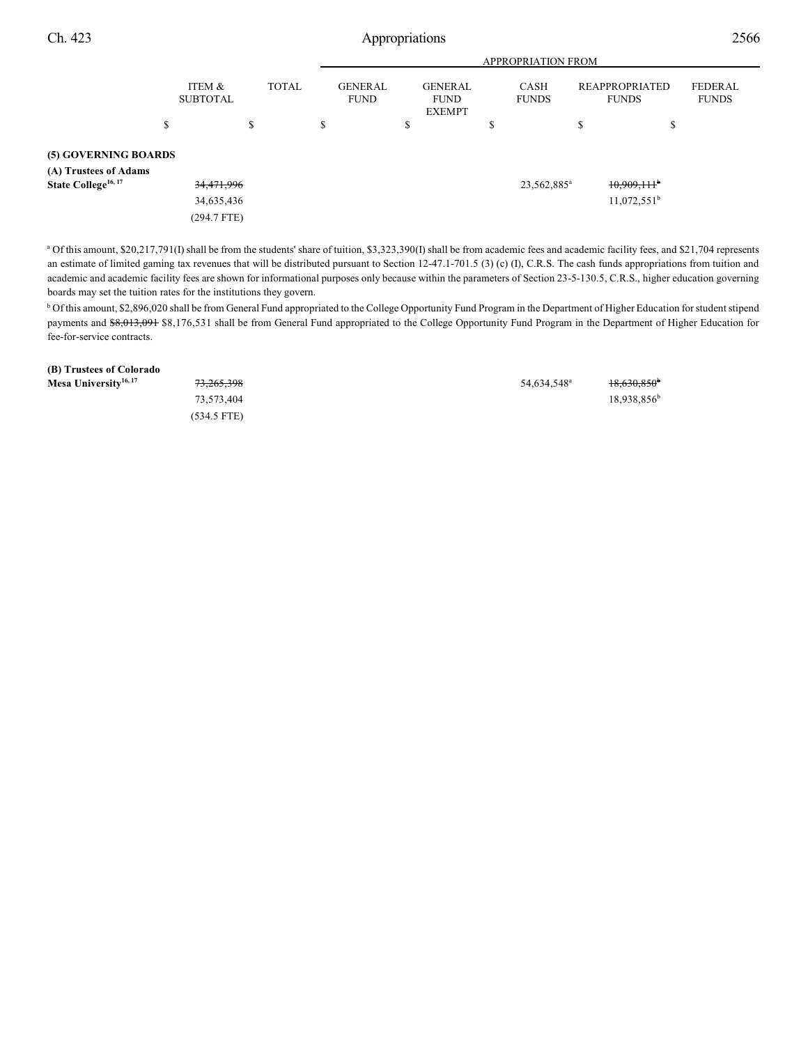| | ITEM & SUBTOTAL | TOTAL | APPROPRIATION FROM GENERAL FUND | GENERAL FUND EXEMPT | CASH FUNDS | REAPPROPRIATED FUNDS | FEDERAL FUNDS |
|---|---|---|---|---|---|---|---|
| | $ | $ | $ | $ | $ | $ | $ |
| **(5) GOVERNING BOARDS** | | | | | | | |
| **(A) Trustees of Adams State College**[16, 17] | ~~34,471,996~~ | | | | 23,562,885[a] | ~~10,909,111~~[b] | |
| | 34,635,436 | | | | | 11,072,551[b] | |
| | (294.7 FTE) | | | | | | |

[a] Of this amount, $20,217,791(I) shall be from the students' share of tuition, $3,323,390(I) shall be from academic fees and academic facility fees, and $21,704 represents an estimate of limited gaming tax revenues that will be distributed pursuant to Section 12-47.1-701.5 (3) (c) (I), C.R.S. The cash funds appropriations from tuition and academic and academic facility fees are shown for informational purposes only because within the parameters of Section 23-5-130.5, C.R.S., higher education governing boards may set the tuition rates for the institutions they govern.

[b] Of this amount, $2,896,020 shall be from General Fund appropriated to the College Opportunity Fund Program in the Department of Higher Education for student stipend payments and ~~$8,013,091~~ $8,176,531 shall be from General Fund appropriated to the College Opportunity Fund Program in the Department of Higher Education for fee-for-service contracts.

| | ITEM & SUBTOTAL | TOTAL | GENERAL FUND | GENERAL FUND EXEMPT | CASH FUNDS | REAPPROPRIATED FUNDS | FEDERAL FUNDS |
|---|---|---|---|---|---|---|---|
| **(B) Trustees of Colorado Mesa University**[16, 17] | ~~73,265,398~~ | | | | 54,634,548[a] | ~~18,630,850~~[b] | |
| | 73,573,404 | | | | | 18,938,856[b] | |
| | (534.5 FTE) | | | | | | |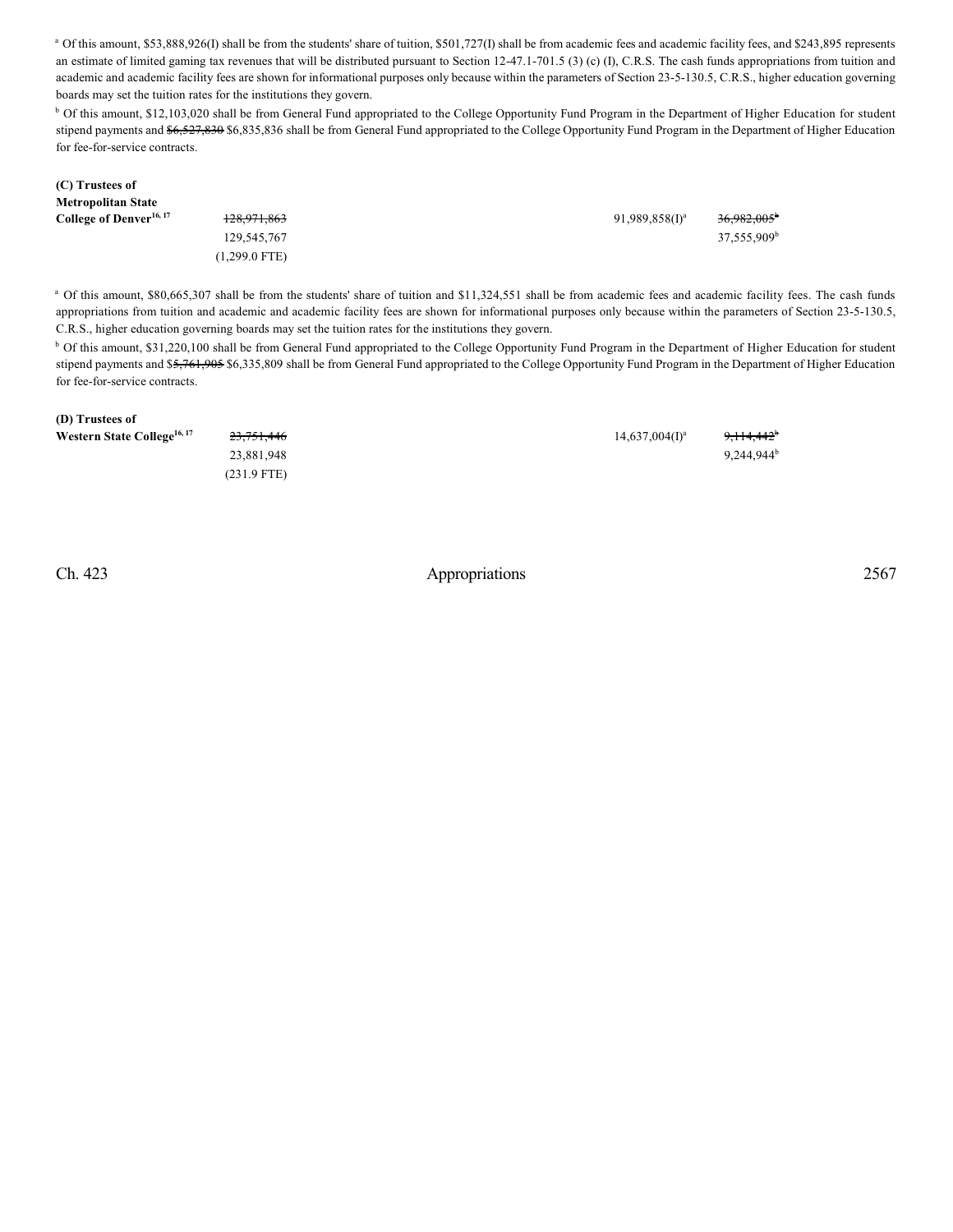[a] Of this amount, \$53,888,926(I) shall be from the students' share of tuition, \$501,727(I) shall be from academic fees and academic facility fees, and \$243,895 represents an estimate of limited gaming tax revenues that will be distributed pursuant to Section 12-47.1-701.5 (3) (c) (I), C.R.S. The cash funds appropriations from tuition and academic and academic facility fees are shown for informational purposes only because within the parameters of Section 23-5-130.5, C.R.S., higher education governing boards may set the tuition rates for the institutions they govern.

[b] Of this amount, \$12,103,020 shall be from General Fund appropriated to the College Opportunity Fund Program in the Department of Higher Education for student stipend payments and ~~\$6,527,830~~ \$6,835,836 shall be from General Fund appropriated to the College Opportunity Fund Program in the Department of Higher Education for fee-for-service contracts.

| | | | | | |
|---|---|---|---|---|---|
| **(C) Trustees of Metropolitan State College of Denver**[16, 17] | ~~128,971,863~~ | | | 91,989,858(I)[a] | ~~36,982,005~~[b] |
| | 129,545,767 | | | | 37,555,909[b] |
| | (1,299.0 FTE) | | | | |

[a] Of this amount, \$80,665,307 shall be from the students' share of tuition and \$11,324,551 shall be from academic fees and academic facility fees. The cash funds appropriations from tuition and academic and academic facility fees are shown for informational purposes only because within the parameters of Section 23-5-130.5, C.R.S., higher education governing boards may set the tuition rates for the institutions they govern.

[b] Of this amount, \$31,220,100 shall be from General Fund appropriated to the College Opportunity Fund Program in the Department of Higher Education for student stipend payments and \$~~5,761,905~~ \$6,335,809 shall be from General Fund appropriated to the College Opportunity Fund Program in the Department of Higher Education for fee-for-service contracts.

| | | | | | |
|---|---|---|---|---|---|
| **(D) Trustees of Western State College**[16, 17] | ~~23,751,446~~ | | | 14,637,004(I)[a] | ~~9,114,442~~[b] |
| | 23,881,948 | | | | 9,244,944[b] |
| | (231.9 FTE) | | | | |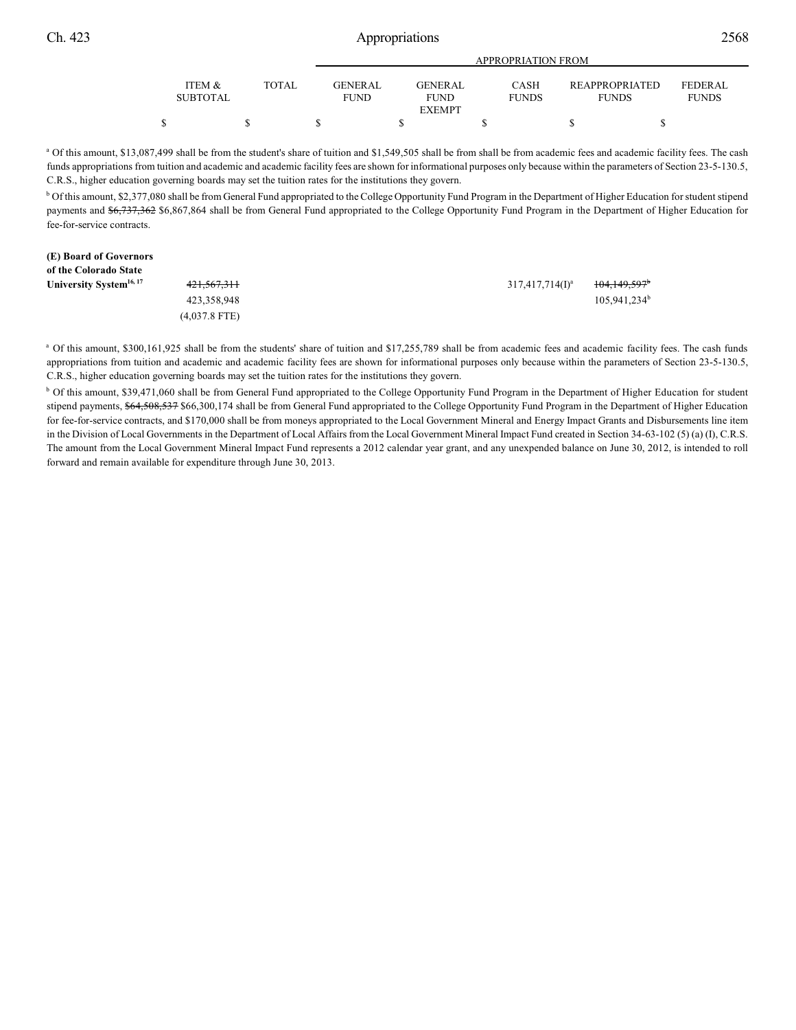| | ITEM & SUBTOTAL | TOTAL | APPROPRIATION FROM GENERAL FUND | GENERAL FUND EXEMPT | CASH FUNDS | REAPPROPRIATED FUNDS | FEDERAL FUNDS |
|---|---|---|---|---|---|---|---|
| | $ | $ | $ | $ | $ | $ | $ |

[a] Of this amount, $13,087,499 shall be from the student's share of tuition and $1,549,505 shall be from shall be from academic fees and academic facility fees. The cash funds appropriations from tuition and academic and academic facility fees are shown for informational purposes only because within the parameters of Section 23-5-130.5, C.R.S., higher education governing boards may set the tuition rates for the institutions they govern.

[b] Of this amount, $2,377,080 shall be from General Fund appropriated to the College Opportunity Fund Program in the Department of Higher Education for student stipend payments and ~~$6,737,362~~ $6,867,864 shall be from General Fund appropriated to the College Opportunity Fund Program in the Department of Higher Education for fee-for-service contracts.

| | ITEM & SUBTOTAL | TOTAL | GENERAL FUND | GENERAL FUND EXEMPT | CASH FUNDS | REAPPROPRIATED FUNDS | FEDERAL FUNDS |
|---|---|---|---|---|---|---|---|
| **(E) Board of Governors of the Colorado State University System**[16, 17] | ~~421,567,311~~ | | | | 317,417,714(I)[a] | ~~104,149,597~~[b] | |
| | 423,358,948 | | | | | 105,941,234[b] | |
| | (4,037.8 FTE) | | | | | | |

[a] Of this amount, $300,161,925 shall be from the students' share of tuition and $17,255,789 shall be from academic fees and academic facility fees. The cash funds appropriations from tuition and academic and academic facility fees are shown for informational purposes only because within the parameters of Section 23-5-130.5, C.R.S., higher education governing boards may set the tuition rates for the institutions they govern.

[b] Of this amount, $39,471,060 shall be from General Fund appropriated to the College Opportunity Fund Program in the Department of Higher Education for student stipend payments, ~~$64,508,537~~ $66,300,174 shall be from General Fund appropriated to the College Opportunity Fund Program in the Department of Higher Education for fee-for-service contracts, and $170,000 shall be from moneys appropriated to the Local Government Mineral and Energy Impact Grants and Disbursements line item in the Division of Local Governments in the Department of Local Affairs from the Local Government Mineral Impact Fund created in Section 34-63-102 (5) (a) (I), C.R.S. The amount from the Local Government Mineral Impact Fund represents a 2012 calendar year grant, and any unexpended balance on June 30, 2012, is intended to roll forward and remain available for expenditure through June 30, 2013.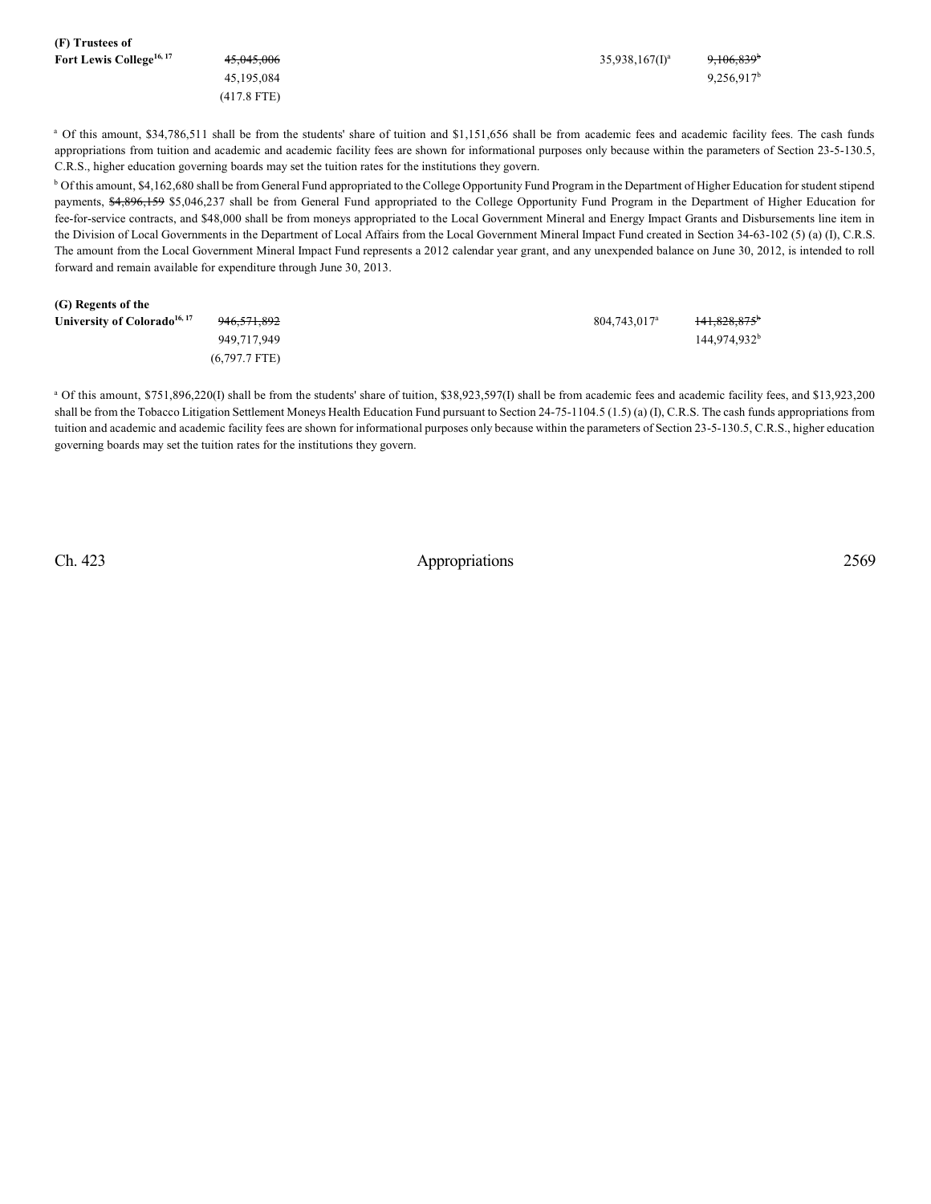**(F) Trustees of Fort Lewis College[16, 17]**

| | | | |
|---|---|---|---|
| ~~45,045,006~~ | | 35,938,167(I)[a] | ~~9,106,839~~[b] |
| 45,195,084 | | | 9,256,917[b] |
| (417.8 FTE) | | | |

[a] Of this amount, $34,786,511 shall be from the students' share of tuition and $1,151,656 shall be from academic fees and academic facility fees. The cash funds appropriations from tuition and academic and academic facility fees are shown for informational purposes only because within the parameters of Section 23-5-130.5, C.R.S., higher education governing boards may set the tuition rates for the institutions they govern.

[b] Of this amount, $4,162,680 shall be from General Fund appropriated to the College Opportunity Fund Program in the Department of Higher Education for student stipend payments, ~~$4,896,159~~ $5,046,237 shall be from General Fund appropriated to the College Opportunity Fund Program in the Department of Higher Education for fee-for-service contracts, and $48,000 shall be from moneys appropriated to the Local Government Mineral and Energy Impact Grants and Disbursements line item in the Division of Local Governments in the Department of Local Affairs from the Local Government Mineral Impact Fund created in Section 34-63-102 (5) (a) (I), C.R.S. The amount from the Local Government Mineral Impact Fund represents a 2012 calendar year grant, and any unexpended balance on June 30, 2012, is intended to roll forward and remain available for expenditure through June 30, 2013.

**(G) Regents of the University of Colorado[16, 17]**

| | | | |
|---|---|---|---|
| ~~946,571,892~~ | | 804,743,017[a] | ~~141,828,875~~[b] |
| 949,717,949 | | | 144,974,932[b] |
| (6,797.7 FTE) | | | |

[a] Of this amount, $751,896,220(I) shall be from the students' share of tuition, $38,923,597(I) shall be from academic fees and academic facility fees, and $13,923,200 shall be from the Tobacco Litigation Settlement Moneys Health Education Fund pursuant to Section 24-75-1104.5 (1.5) (a) (I), C.R.S. The cash funds appropriations from tuition and academic and academic facility fees are shown for informational purposes only because within the parameters of Section 23-5-130.5, C.R.S., higher education governing boards may set the tuition rates for the institutions they govern.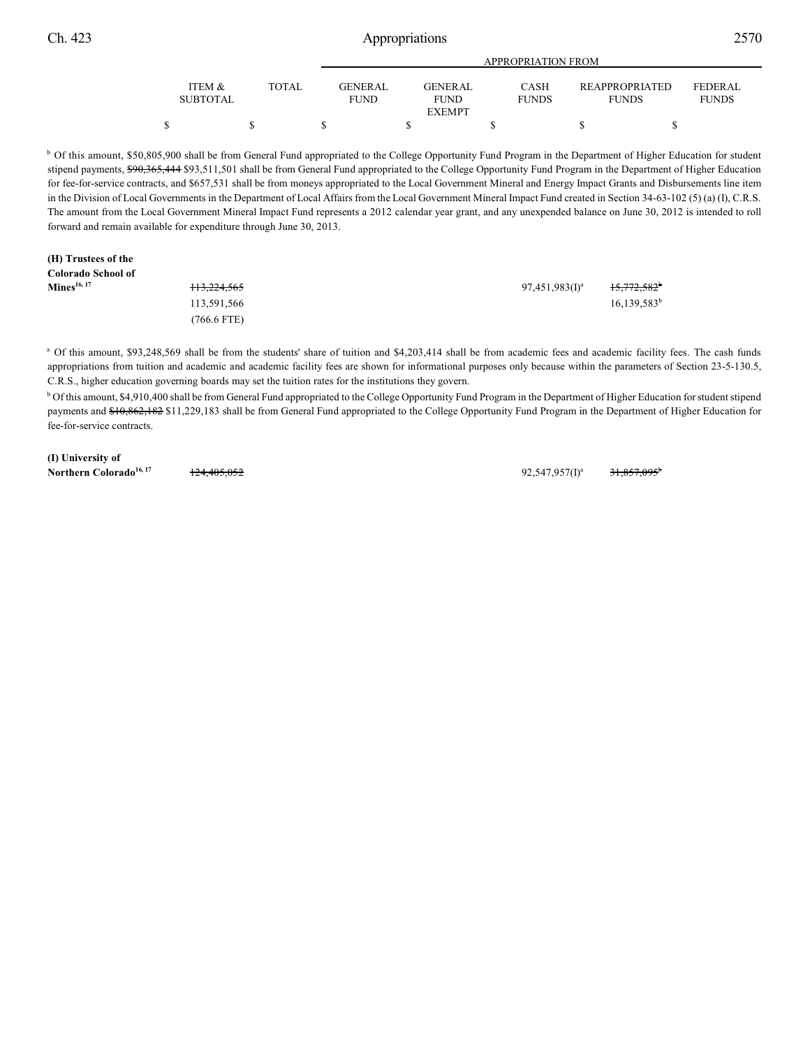| | ITEM & SUBTOTAL | TOTAL | APPROPRIATION FROM GENERAL FUND | GENERAL FUND EXEMPT | CASH FUNDS | REAPPROPRIATED FUNDS | FEDERAL FUNDS |
|---|---|---|---|---|---|---|---|
| | $ | $ | $ | $ | $ | $ | $ |

[b] Of this amount, $50,805,900 shall be from General Fund appropriated to the College Opportunity Fund Program in the Department of Higher Education for student stipend payments, ~~$90,365,444~~ $93,511,501 shall be from General Fund appropriated to the College Opportunity Fund Program in the Department of Higher Education for fee-for-service contracts, and $657,531 shall be from moneys appropriated to the Local Government Mineral and Energy Impact Grants and Disbursements line item in the Division of Local Governments in the Department of Local Affairs from the Local Government Mineral Impact Fund created in Section 34-63-102 (5) (a) (I), C.R.S. The amount from the Local Government Mineral Impact Fund represents a 2012 calendar year grant, and any unexpended balance on June 30, 2012 is intended to roll forward and remain available for expenditure through June 30, 2013.

| | ITEM & SUBTOTAL | TOTAL | GENERAL FUND | GENERAL FUND EXEMPT | CASH FUNDS | REAPPROPRIATED FUNDS | FEDERAL FUNDS |
|---|---|---|---|---|---|---|---|
| **(H) Trustees of the Colorado School of Mines**[16, 17] | ~~113,224,565~~ | | | | 97,451,983(I)[a] | ~~15,772,582~~[b] | |
| | 113,591,566 | | | | | 16,139,583[b] | |
| | (766.6 FTE) | | | | | | |

[a] Of this amount, $93,248,569 shall be from the students' share of tuition and $4,203,414 shall be from academic fees and academic facility fees. The cash funds appropriations from tuition and academic and academic facility fees are shown for informational purposes only because within the parameters of Section 23-5-130.5, C.R.S., higher education governing boards may set the tuition rates for the institutions they govern.

[b] Of this amount, $4,910,400 shall be from General Fund appropriated to the College Opportunity Fund Program in the Department of Higher Education for student stipend payments and ~~$10,862,182~~ $11,229,183 shall be from General Fund appropriated to the College Opportunity Fund Program in the Department of Higher Education for fee-for-service contracts.

| | ITEM & SUBTOTAL | TOTAL | GENERAL FUND | GENERAL FUND EXEMPT | CASH FUNDS | REAPPROPRIATED FUNDS | FEDERAL FUNDS |
|---|---|---|---|---|---|---|---|
| **(I) University of Northern Colorado**[16, 17] | ~~124,405,052~~ | | | | 92,547,957(I)[a] | ~~31,857,095~~[b] | |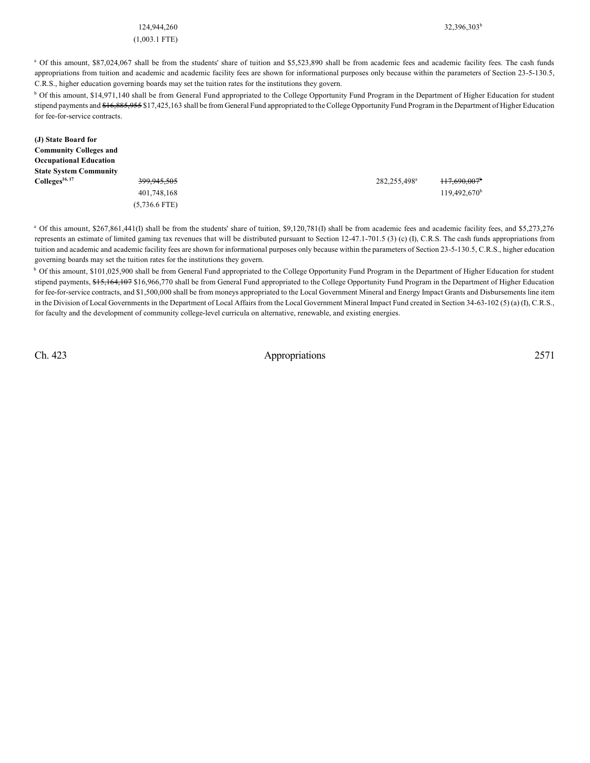| | | | | | |
|---|---|---|---|---|---|
| | 124,944,260 | | | 32,396,303[b] | |
| | (1,003.1 FTE) | | | | |

[a] Of this amount, $87,024,067 shall be from the students' share of tuition and $5,523,890 shall be from academic fees and academic facility fees. The cash funds appropriations from tuition and academic and academic facility fees are shown for informational purposes only because within the parameters of Section 23-5-130.5, C.R.S., higher education governing boards may set the tuition rates for the institutions they govern.

[b] Of this amount, $14,971,140 shall be from General Fund appropriated to the College Opportunity Fund Program in the Department of Higher Education for student stipend payments and ~~$16,885,955~~ $17,425,163 shall be from General Fund appropriated to the College Opportunity Fund Program in the Department of Higher Education for fee-for-service contracts.

| | | | | | |
|---|---|---|---|---|---|
| **(J) State Board for Community Colleges and Occupational Education State System Community Colleges**[16, 17] | ~~399,945,505~~ | | 282,255,498[a] | ~~117,690,007~~[b] | |
| | 401,748,168 | | | 119,492,670[b] | |
| | (5,736.6 FTE) | | | | |

[a] Of this amount, $267,861,441(I) shall be from the students' share of tuition, $9,120,781(I) shall be from academic fees and academic facility fees, and $5,273,276 represents an estimate of limited gaming tax revenues that will be distributed pursuant to Section 12-47.1-701.5 (3) (c) (I), C.R.S. The cash funds appropriations from tuition and academic and academic facility fees are shown for informational purposes only because within the parameters of Section 23-5-130.5, C.R.S., higher education governing boards may set the tuition rates for the institutions they govern.

[b] Of this amount, $101,025,900 shall be from General Fund appropriated to the College Opportunity Fund Program in the Department of Higher Education for student stipend payments, ~~$15,164,107~~ $16,966,770 shall be from General Fund appropriated to the College Opportunity Fund Program in the Department of Higher Education for fee-for-service contracts, and $1,500,000 shall be from moneys appropriated to the Local Government Mineral and Energy Impact Grants and Disbursements line item in the Division of Local Governments in the Department of Local Affairs from the Local Government Mineral Impact Fund created in Section 34-63-102 (5) (a) (I), C.R.S., for faculty and the development of community college-level curricula on alternative, renewable, and existing energies.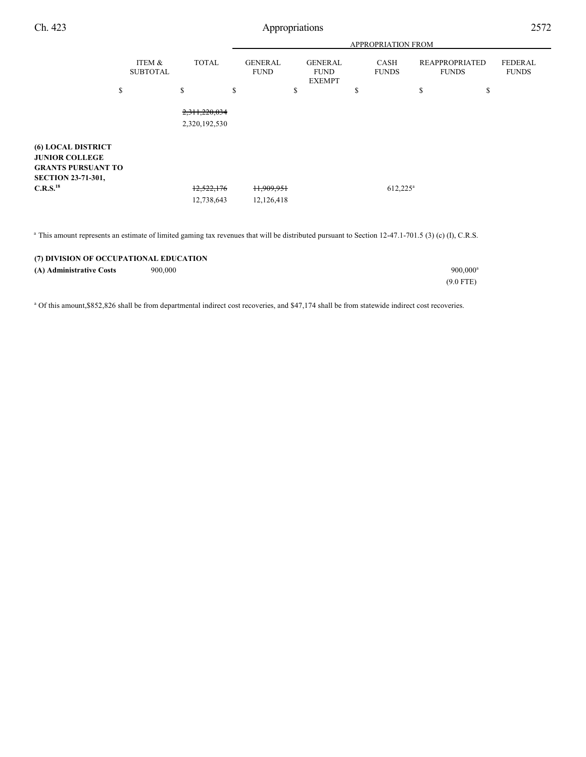| | ITEM & SUBTOTAL | TOTAL | GENERAL FUND | GENERAL FUND EXEMPT | CASH FUNDS | REAPPROPRIATED FUNDS | FEDERAL FUNDS |
|---|---|---|---|---|---|---|---|
| | | | APPROPRIATION FROM | | | | |
| | $ | $ | $ | $ | $ | $ | $ |
| | | ~~2,311,220,034~~ 2,320,192,530 | | | | | |
| **(6) LOCAL DISTRICT JUNIOR COLLEGE GRANTS PURSUANT TO SECTION 23-71-301, C.R.S.**[18] | | ~~12,522,176~~ 12,738,643 | ~~11,909,951~~ 12,126,418 | | 612,225[a] | | |

[a] This amount represents an estimate of limited gaming tax revenues that will be distributed pursuant to Section 12-47.1-701.5 (3) (c) (I), C.R.S.

**(7) DIVISION OF OCCUPATIONAL EDUCATION**

| | ITEM & SUBTOTAL | TOTAL | GENERAL FUND | GENERAL FUND EXEMPT | CASH FUNDS | REAPPROPRIATED FUNDS | FEDERAL FUNDS |
|---|---|---|---|---|---|---|---|
| **(A) Administrative Costs** | 900,000 | | | | | 900,000[a] (9.0 FTE) | |

[a] Of this amount,$852,826 shall be from departmental indirect cost recoveries, and $47,174 shall be from statewide indirect cost recoveries.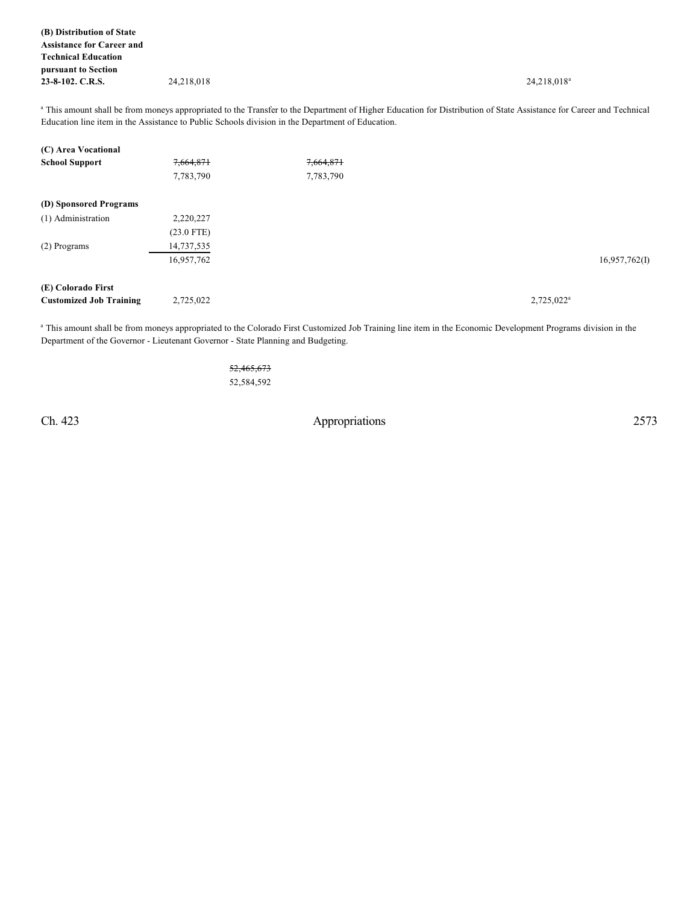| | | | | |
|---|---|---|---|---|
| **(B) Distribution of State Assistance for Career and Technical Education pursuant to Section 23-8-102. C.R.S.** | 24,218,018 | | 24,218,018[a] | |

[a] This amount shall be from moneys appropriated to the Transfer to the Department of Higher Education for Distribution of State Assistance for Career and Technical Education line item in the Assistance to Public Schools division in the Department of Education.

| | | | | |
|---|---|---|---|---|
| **(C) Area Vocational School Support** | ~~7,664,871~~ | ~~7,664,871~~ | | |
| | 7,783,790 | 7,783,790 | | |
| **(D) Sponsored Programs** | | | | |
| (1) Administration | 2,220,227 | | | |
| | (23.0 FTE) | | | |
| (2) Programs | 14,737,535 | | | |
| | 16,957,762 | | | 16,957,762(I) |
| **(E) Colorado First Customized Job Training** | 2,725,022 | | 2,725,022[a] | |

[a] This amount shall be from moneys appropriated to the Colorado First Customized Job Training line item in the Economic Development Programs division in the Department of the Governor - Lieutenant Governor - State Planning and Budgeting.

~~52,465,673~~
52,584,592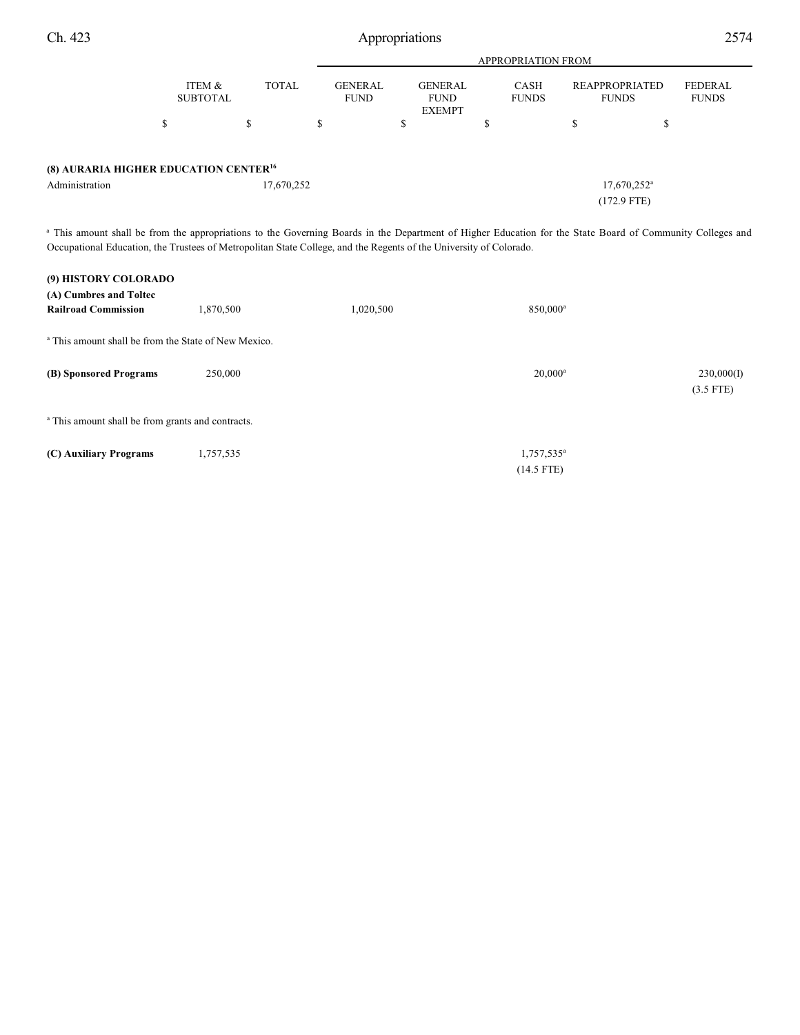| | ITEM & SUBTOTAL | TOTAL | APPROPRIATION FROM GENERAL FUND | GENERAL FUND EXEMPT | CASH FUNDS | REAPPROPRIATED FUNDS | FEDERAL FUNDS |
|---|---|---|---|---|---|---|---|
| | $ | $ | $ | $ | $ | $ | $ |
| **(8) AURARIA HIGHER EDUCATION CENTER**[16] | | | | | | | |
| Administration | | 17,670,252 | | | | 17,670,252[a] (172.9 FTE) | |

[a] This amount shall be from the appropriations to the Governing Boards in the Department of Higher Education for the State Board of Community Colleges and Occupational Education, the Trustees of Metropolitan State College, and the Regents of the University of Colorado.

| | ITEM & SUBTOTAL | TOTAL | GENERAL FUND | GENERAL FUND EXEMPT | CASH FUNDS | REAPPROPRIATED FUNDS | FEDERAL FUNDS |
|---|---|---|---|---|---|---|---|
| **(9) HISTORY COLORADO** | | | | | | | |
| **(A) Cumbres and Toltec Railroad Commission** | 1,870,500 | | 1,020,500 | | 850,000[a] | | |

[a] This amount shall be from the State of New Mexico.

| | ITEM & SUBTOTAL | TOTAL | GENERAL FUND | GENERAL FUND EXEMPT | CASH FUNDS | REAPPROPRIATED FUNDS | FEDERAL FUNDS |
|---|---|---|---|---|---|---|---|
| **(B) Sponsored Programs** | 250,000 | | | | 20,000[a] | | 230,000(I) (3.5 FTE) |

[a] This amount shall be from grants and contracts.

| | ITEM & SUBTOTAL | TOTAL | GENERAL FUND | GENERAL FUND EXEMPT | CASH FUNDS | REAPPROPRIATED FUNDS | FEDERAL FUNDS |
|---|---|---|---|---|---|---|---|
| **(C) Auxiliary Programs** | 1,757,535 | | | | 1,757,535[a] (14.5 FTE) | | |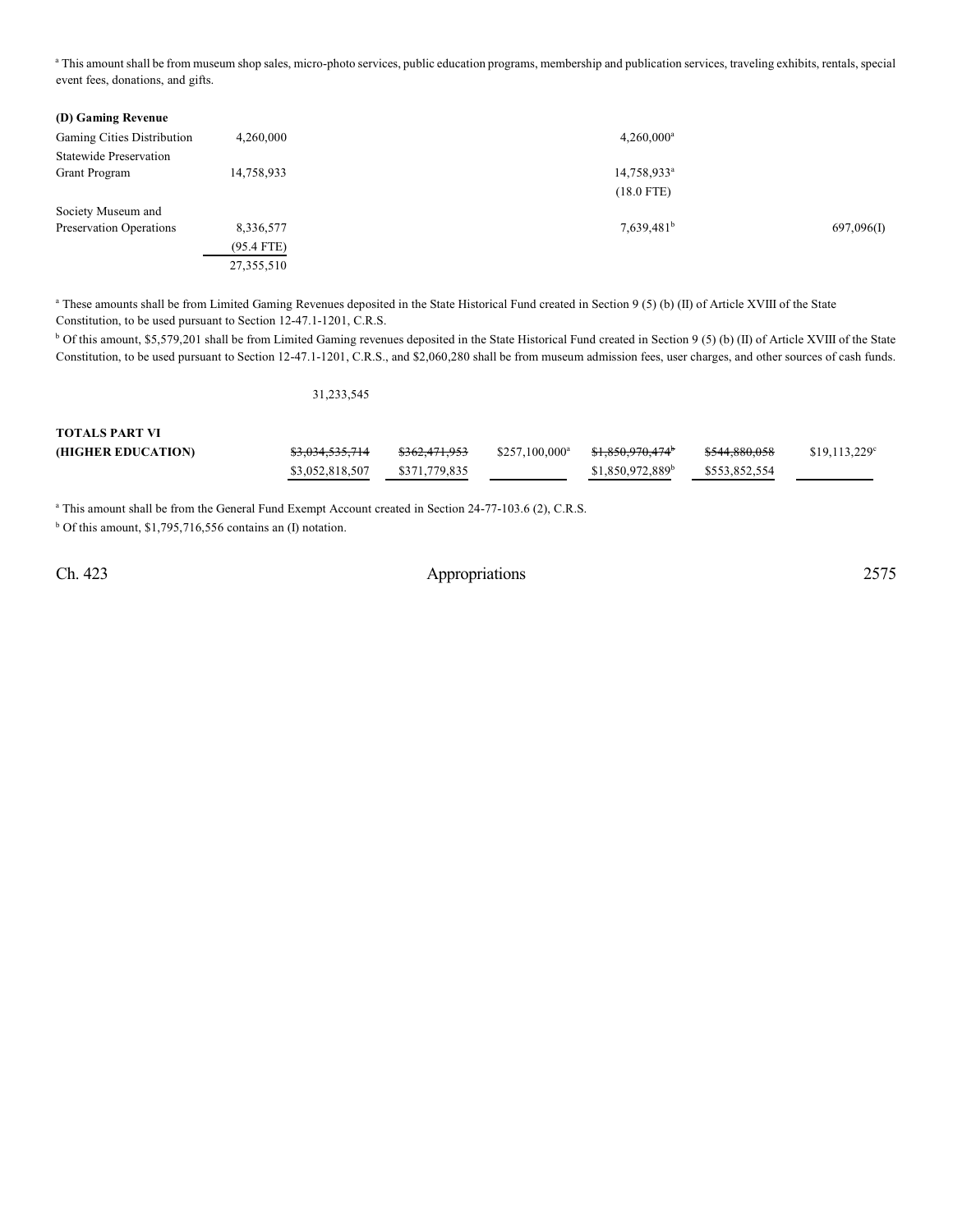[a] This amount shall be from museum shop sales, micro-photo services, public education programs, membership and publication services, traveling exhibits, rentals, special event fees, donations, and gifts.

**(D) Gaming Revenue**

| | | | | | | |
|---|---|---|---|---|---|---|
| Gaming Cities Distribution | 4,260,000 | | | 4,260,000[a] | | |
| Statewide Preservation Grant Program | 14,758,933 | | | 14,758,933[a] | | |
| | | | | (18.0 FTE) | | |
| Society Museum and Preservation Operations | 8,336,577 | | | 7,639,481[b] | | 697,096(I) |
| | (95.4 FTE) | | | | | |
| | 27,355,510 | | | | | |

[a] These amounts shall be from Limited Gaming Revenues deposited in the State Historical Fund created in Section 9 (5) (b) (II) of Article XVIII of the State Constitution, to be used pursuant to Section 12-47.1-1201, C.R.S.

[b] Of this amount, $5,579,201 shall be from Limited Gaming revenues deposited in the State Historical Fund created in Section 9 (5) (b) (II) of Article XVIII of the State Constitution, to be used pursuant to Section 12-47.1-1201, C.R.S., and $2,060,280 shall be from museum admission fees, user charges, and other sources of cash funds.

31,233,545

| | | | | | | |
|---|---|---|---|---|---|---|
| **TOTALS PART VI (HIGHER EDUCATION)** | ~~$3,034,535,714~~ | ~~$362,471,953~~ | $257,100,000[a] | ~~$1,850,970,474[b]~~ | ~~$544,880,058~~ | $19,113,229[c] |
| | $3,052,818,507 | $371,779,835 | | $1,850,972,889[b] | $553,852,554 | |

[a] This amount shall be from the General Fund Exempt Account created in Section 24-77-103.6 (2), C.R.S.

[b] Of this amount, $1,795,716,556 contains an (I) notation.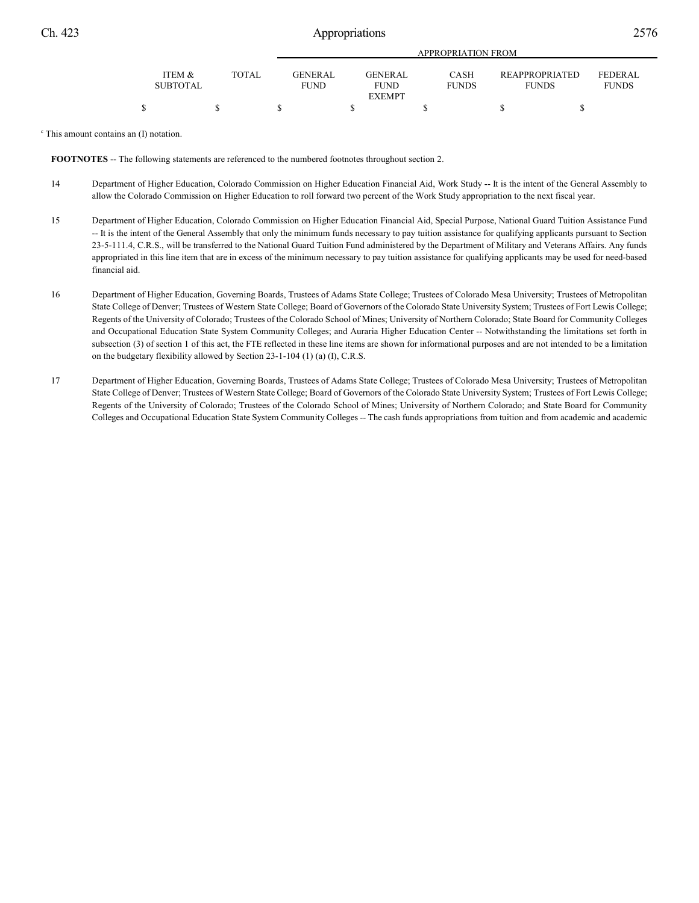| ITEM & SUBTOTAL | TOTAL | GENERAL FUND | GENERAL FUND EXEMPT | CASH FUNDS | REAPPROPRIATED FUNDS | FEDERAL FUNDS |
|---|---|---|---|---|---|---|
| | | APPROPRIATION FROM | | | | |
| $ | $ | $ | $ | $ | $ | $ |

[c] This amount contains an (I) notation.

**FOOTNOTES** -- The following statements are referenced to the numbered footnotes throughout section 2.

14 Department of Higher Education, Colorado Commission on Higher Education Financial Aid, Work Study -- It is the intent of the General Assembly to allow the Colorado Commission on Higher Education to roll forward two percent of the Work Study appropriation to the next fiscal year.

15 Department of Higher Education, Colorado Commission on Higher Education Financial Aid, Special Purpose, National Guard Tuition Assistance Fund -- It is the intent of the General Assembly that only the minimum funds necessary to pay tuition assistance for qualifying applicants pursuant to Section 23-5-111.4, C.R.S., will be transferred to the National Guard Tuition Fund administered by the Department of Military and Veterans Affairs. Any funds appropriated in this line item that are in excess of the minimum necessary to pay tuition assistance for qualifying applicants may be used for need-based financial aid.

16 Department of Higher Education, Governing Boards, Trustees of Adams State College; Trustees of Colorado Mesa University; Trustees of Metropolitan State College of Denver; Trustees of Western State College; Board of Governors of the Colorado State University System; Trustees of Fort Lewis College; Regents of the University of Colorado; Trustees of the Colorado School of Mines; University of Northern Colorado; State Board for Community Colleges and Occupational Education State System Community Colleges; and Auraria Higher Education Center -- Notwithstanding the limitations set forth in subsection (3) of section 1 of this act, the FTE reflected in these line items are shown for informational purposes and are not intended to be a limitation on the budgetary flexibility allowed by Section 23-1-104 (1) (a) (I), C.R.S.

17 Department of Higher Education, Governing Boards, Trustees of Adams State College; Trustees of Colorado Mesa University; Trustees of Metropolitan State College of Denver; Trustees of Western State College; Board of Governors of the Colorado State University System; Trustees of Fort Lewis College; Regents of the University of Colorado; Trustees of the Colorado School of Mines; University of Northern Colorado; and State Board for Community Colleges and Occupational Education State System Community Colleges -- The cash funds appropriations from tuition and from academic and academic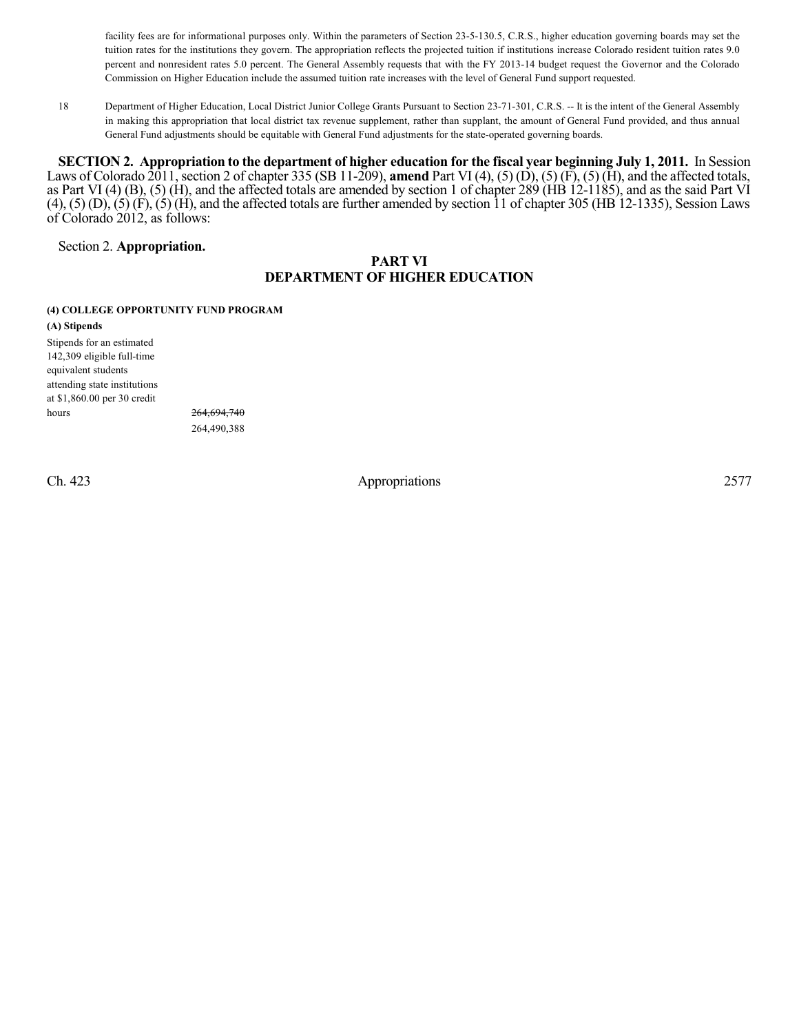facility fees are for informational purposes only. Within the parameters of Section 23-5-130.5, C.R.S., higher education governing boards may set the tuition rates for the institutions they govern. The appropriation reflects the projected tuition if institutions increase Colorado resident tuition rates 9.0 percent and nonresident rates 5.0 percent. The General Assembly requests that with the FY 2013-14 budget request the Governor and the Colorado Commission on Higher Education include the assumed tuition rate increases with the level of General Fund support requested.

18 Department of Higher Education, Local District Junior College Grants Pursuant to Section 23-71-301, C.R.S. -- It is the intent of the General Assembly in making this appropriation that local district tax revenue supplement, rather than supplant, the amount of General Fund provided, and thus annual General Fund adjustments should be equitable with General Fund adjustments for the state-operated governing boards.

**SECTION 2. Appropriation to the department of higher education for the fiscal year beginning July 1, 2011.** In Session Laws of Colorado 2011, section 2 of chapter 335 (SB 11-209), **amend** Part VI (4), (5) (D), (5) (F), (5) (H), and the affected totals, as Part VI (4) (B), (5) (H), and the affected totals are amended by section 1 of chapter 289 (HB 12-1185), and as the said Part VI (4), (5) (D), (5) (F), (5) (H), and the affected totals are further amended by section 11 of chapter 305 (HB 12-1335), Session Laws of Colorado 2012, as follows:

Section 2. **Appropriation.**

## PART VI
## DEPARTMENT OF HIGHER EDUCATION

**(4) COLLEGE OPPORTUNITY FUND PROGRAM**

**(A) Stipends**

Stipends for an estimated 142,309 eligible full-time equivalent students attending state institutions at $1,860.00 per 30 credit hours ~~264,694,740~~ 264,490,388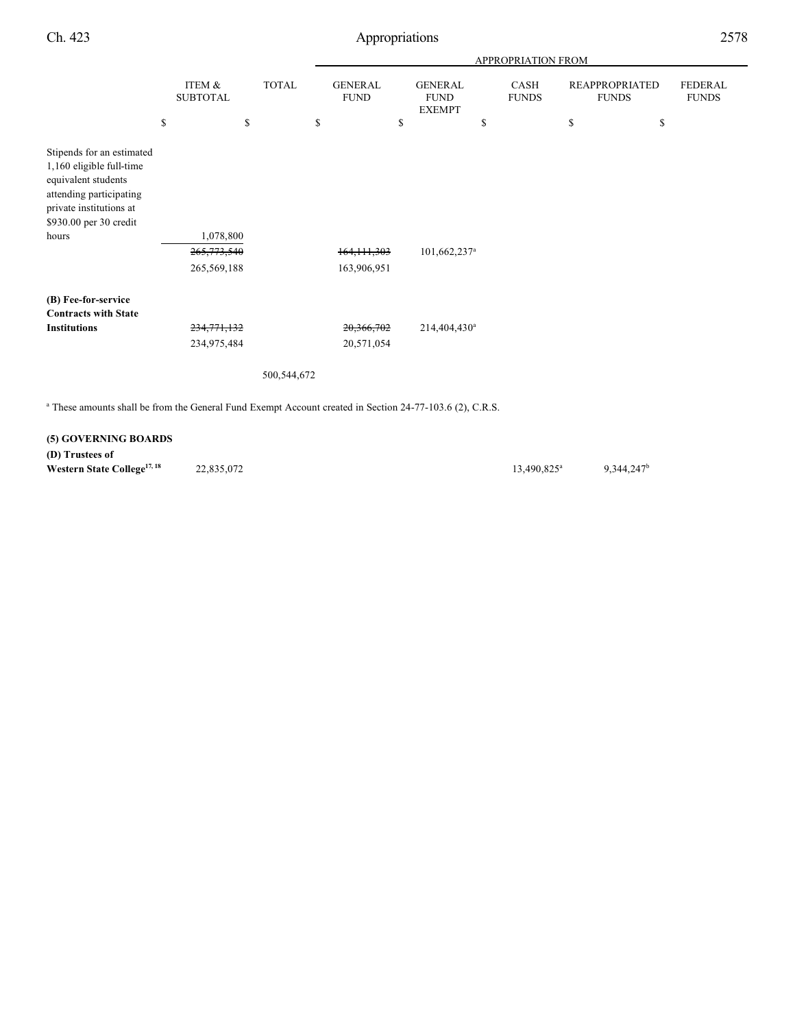| | ITEM & SUBTOTAL | TOTAL | GENERAL FUND | GENERAL FUND EXEMPT | CASH FUNDS | REAPPROPRIATED FUNDS | FEDERAL FUNDS |
|---|---|---|---|---|---|---|---|
| | | | APPROPRIATION FROM | | | | |
| | $ | $ | $ | $ | $ | $ | $ |
| Stipends for an estimated 1,160 eligible full-time equivalent students attending participating private institutions at $930.00 per 30 credit hours | 1,078,800 | | | | | | |
| | ~~265,773,540~~ | | ~~164,111,303~~ | 101,662,237[a] | | | |
| | 265,569,188 | | 163,906,951 | | | | |
| **(B) Fee-for-service Contracts with State Institutions** | ~~234,771,132~~ | | ~~20,366,702~~ | 214,404,430[a] | | | |
| | 234,975,484 | | 20,571,054 | | | | |
| | | 500,544,672 | | | | | |

[a] These amounts shall be from the General Fund Exempt Account created in Section 24-77-103.6 (2), C.R.S.

**(5) GOVERNING BOARDS**

| | ITEM & SUBTOTAL | TOTAL | GENERAL FUND | GENERAL FUND EXEMPT | CASH FUNDS | REAPPROPRIATED FUNDS | FEDERAL FUNDS |
|---|---|---|---|---|---|---|---|
| **(D) Trustees of Western State College[17, 18]** | 22,835,072 | | | | 13,490,825[a] | 9,344,247[b] | |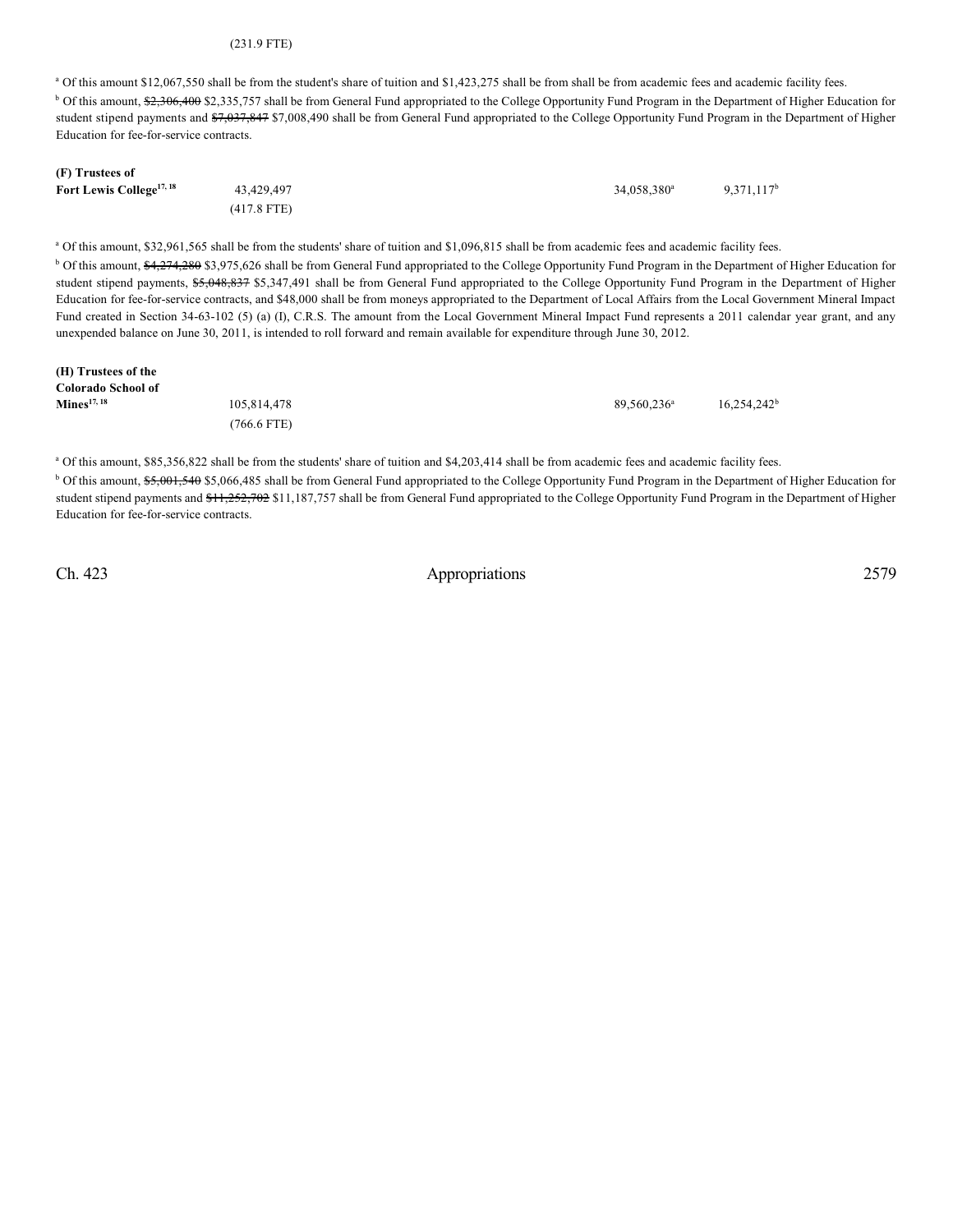(231.9 FTE)

[a] Of this amount $12,067,550 shall be from the student's share of tuition and $1,423,275 shall be from shall be from academic fees and academic facility fees.

[b] Of this amount, ~~$2,306,400~~ $2,335,757 shall be from General Fund appropriated to the College Opportunity Fund Program in the Department of Higher Education for student stipend payments and ~~$7,037,847~~ $7,008,490 shall be from General Fund appropriated to the College Opportunity Fund Program in the Department of Higher Education for fee-for-service contracts.

| | | | |
|---|---|---|---|
| **(F) Trustees of Fort Lewis College**[17, 18] | 43,429,497 (417.8 FTE) | 34,058,380[a] | 9,371,117[b] |

[a] Of this amount, $32,961,565 shall be from the students' share of tuition and $1,096,815 shall be from academic fees and academic facility fees.

[b] Of this amount, ~~$4,274,280~~ $3,975,626 shall be from General Fund appropriated to the College Opportunity Fund Program in the Department of Higher Education for student stipend payments, ~~$5,048,837~~ $5,347,491 shall be from General Fund appropriated to the College Opportunity Fund Program in the Department of Higher Education for fee-for-service contracts, and $48,000 shall be from moneys appropriated to the Department of Local Affairs from the Local Government Mineral Impact Fund created in Section 34-63-102 (5) (a) (I), C.R.S. The amount from the Local Government Mineral Impact Fund represents a 2011 calendar year grant, and any unexpended balance on June 30, 2011, is intended to roll forward and remain available for expenditure through June 30, 2012.

| | | | |
|---|---|---|---|
| **(H) Trustees of the Colorado School of Mines**[17, 18] | 105,814,478 (766.6 FTE) | 89,560,236[a] | 16,254,242[b] |

[a] Of this amount, $85,356,822 shall be from the students' share of tuition and $4,203,414 shall be from academic fees and academic facility fees.

[b] Of this amount, ~~$5,001,540~~ $5,066,485 shall be from General Fund appropriated to the College Opportunity Fund Program in the Department of Higher Education for student stipend payments and ~~$11,252,702~~ $11,187,757 shall be from General Fund appropriated to the College Opportunity Fund Program in the Department of Higher Education for fee-for-service contracts.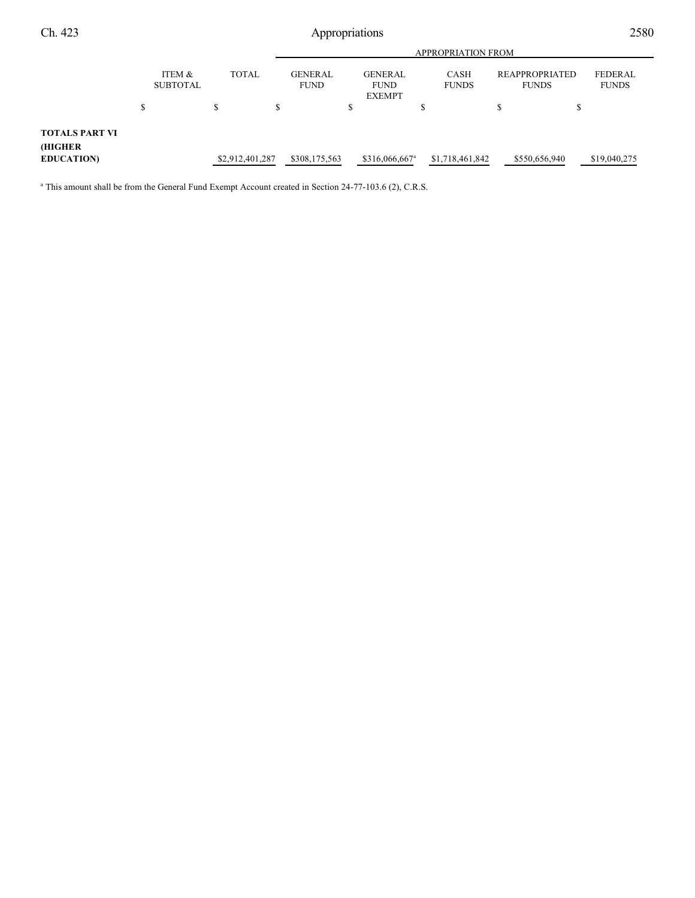| | ITEM & SUBTOTAL | TOTAL | GENERAL FUND | GENERAL FUND EXEMPT | CASH FUNDS | REAPPROPRIATED FUNDS | FEDERAL FUNDS |
|---|---|---|---|---|---|---|---|
| | | | APPROPRIATION FROM | | | | |
| | $ | $ | $ | $ | $ | $ | $ |
| **TOTALS PART VI (HIGHER EDUCATION)** | | $2,912,401,287 | $308,175,563 | $316,066,667[a] | $1,718,461,842 | $550,656,940 | $19,040,275 |

[a] This amount shall be from the General Fund Exempt Account created in Section 24-77-103.6 (2), C.R.S.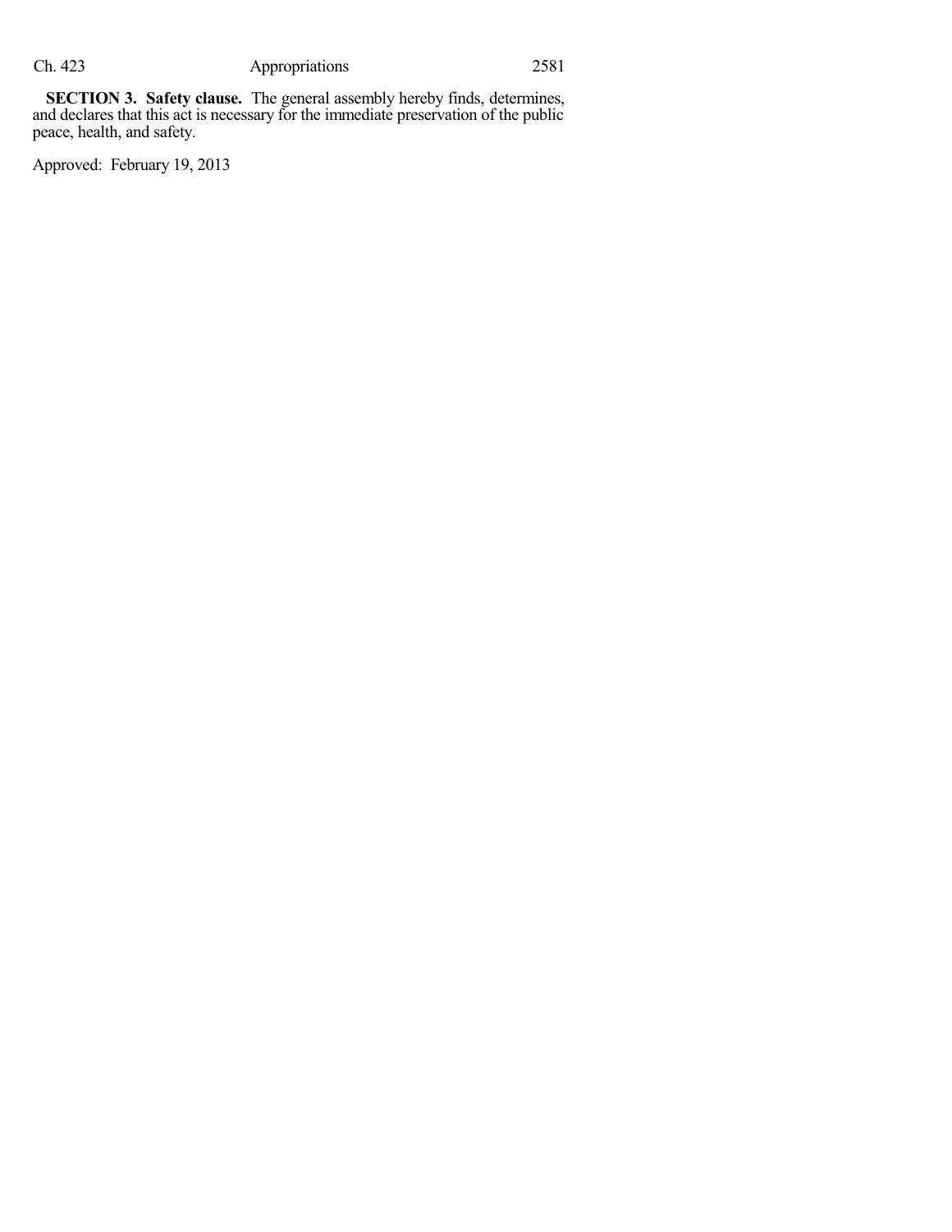**SECTION 3. Safety clause.** The general assembly hereby finds, determines, and declares that this act is necessary for the immediate preservation of the public peace, health, and safety.

Approved: February 19, 2013